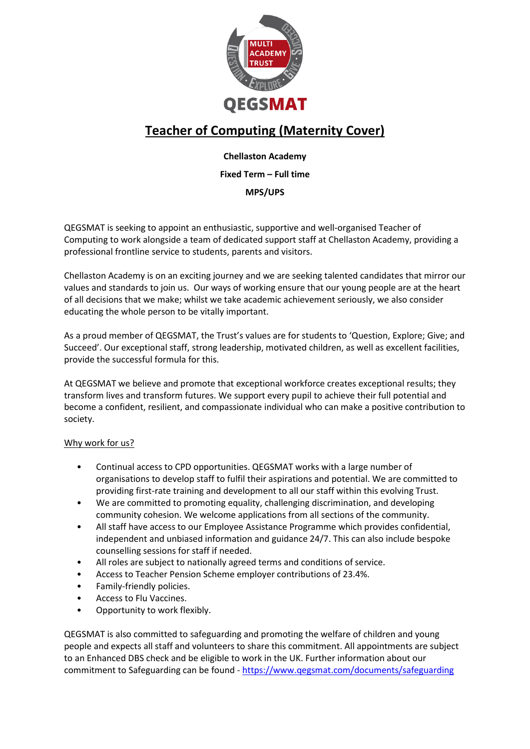# Teacher of Computing (Maternity Cover)

**Chellaston Academy**

**Fixed Term – Full time**

**MPS/UPS**

QEGSMAT is seeking to appoint an enthusiastic, supportive and well-organised Teacher of Computing to work alongside a team of dedicated support staff at Chellaston Academy, providing a professional frontline service to students, parents and visitors.

Chellaston Academy is on an exciting journey and we are seeking talented candidates that mirror our values and standards to join us. Our ways of working ensure that our young people are at the heart of all decisions that we make; whilst we take academic achievement seriously, we also consider educating the whole person to be vitally important.

As a proud member of QEGSMAT, the Trust's values are for students to 'Question, Explore; Give; and Succeed'. Our exceptional staff, strong leadership, motivated children, as well as excellent facilities, provide the successful formula for this.

At QEGSMAT we believe and promote that exceptional workforce creates exceptional results; they transform lives and transform futures. We support every pupil to achieve their full potential and become a confident, resilient, and compassionate individual who can make a positive contribution to society.

Why work for us?

- Continual access to CPD opportunities. QEGSMAT works with a large number of organisations to develop staff to fulfil their aspirations and potential. We are committed to providing first-rate training and development to all our staff within this evolving Trust.
- We are committed to promoting equality, challenging discrimination, and developing community cohesion. We welcome applications from all sections of the community.
- All staff have access to our Employee Assistance Programme which provides confidential, independent and unbiased information and guidance 24/7. This can also include bespoke counselling sessions for staff if needed.
- All roles are subject to nationally agreed terms and conditions of service.
- Access to Teacher Pension Scheme employer contributions of 23.4%.
- Family-friendly policies.
- Access to Flu Vaccines.
- Opportunity to work flexibly.

QEGSMAT is also committed to safeguarding and promoting the welfare of children and young people and expects all staff and volunteers to share this commitment. All appointments are subject to an Enhanced DBS check and be eligible to work in the UK. Further information about our commitment to Safeguarding can be found - https://www.qegsmat.com/documents/safeguarding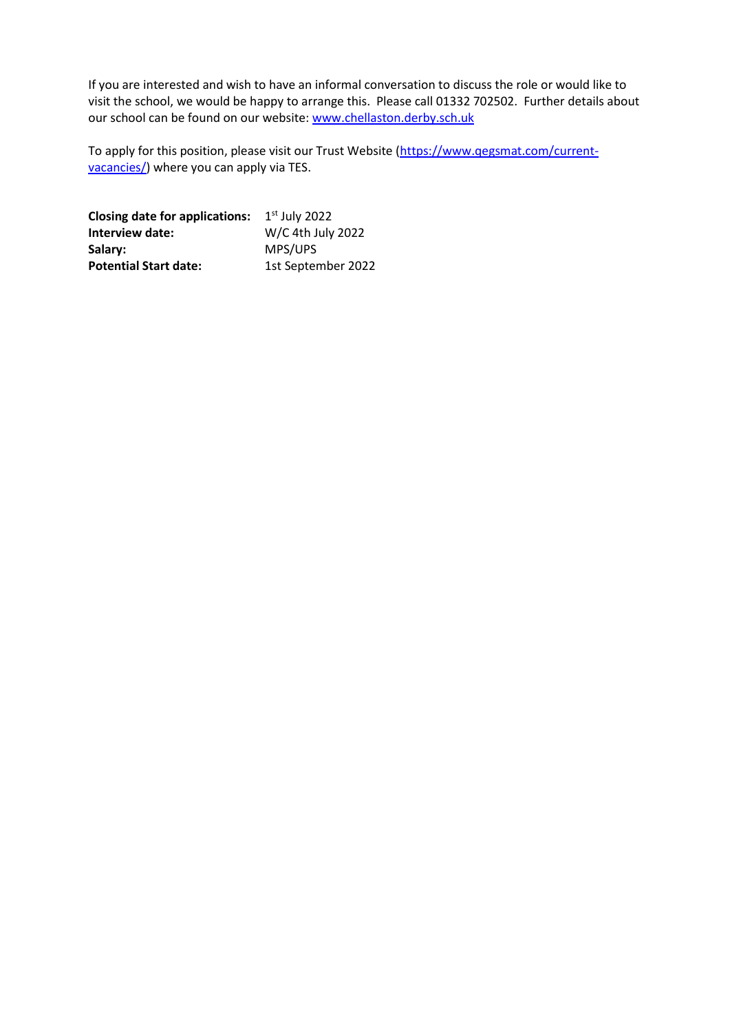If you are interested and wish to have an informal conversation to discuss the role or would like to visit the school, we would be happy to arrange this. Please call 01332 702502. Further details about our school can be found on our website: [www.chellaston.derby.sch.uk](www.chellaston.derby.sch.uk)

To apply for this position, please visit our Trust Website ([https://www.qegsmat.com/current-vacancies/](https://www.qegsmat.com/current-vacancies/)) where you can apply via TES.

| | |
|---|---|
| **Closing date for applications:** | 1st July 2022 |
| **Interview date:** | W/C 4th July 2022 |
| **Salary:** | MPS/UPS |
| **Potential Start date:** | 1st September 2022 |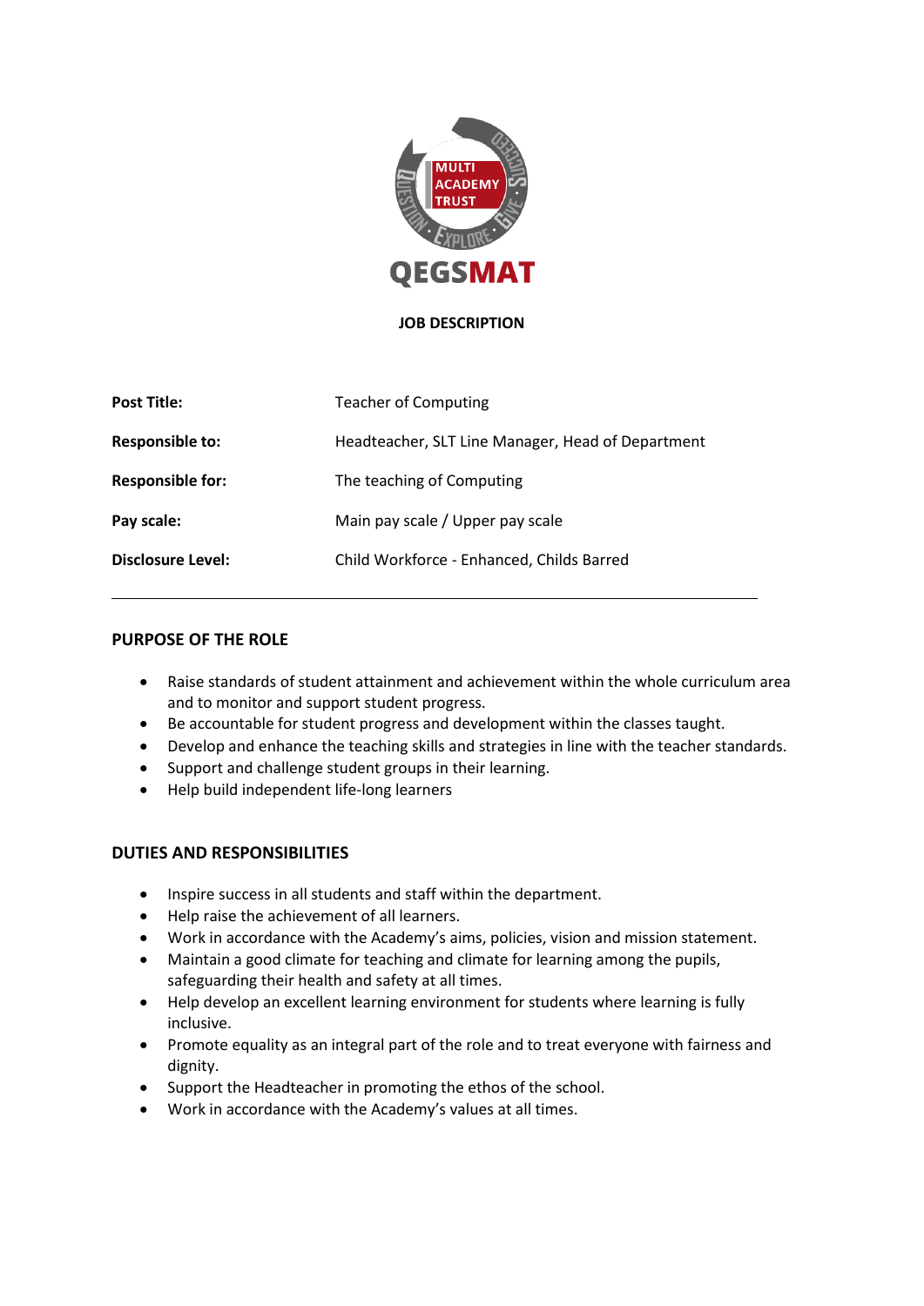QEGSMAT

**JOB DESCRIPTION**

| | |
|---|---|
| **Post Title:** | Teacher of Computing |
| **Responsible to:** | Headteacher, SLT Line Manager, Head of Department |
| **Responsible for:** | The teaching of Computing |
| **Pay scale:** | Main pay scale / Upper pay scale |
| **Disclosure Level:** | Child Workforce - Enhanced, Childs Barred |

---

## PURPOSE OF THE ROLE

- Raise standards of student attainment and achievement within the whole curriculum area and to monitor and support student progress.
- Be accountable for student progress and development within the classes taught.
- Develop and enhance the teaching skills and strategies in line with the teacher standards.
- Support and challenge student groups in their learning.
- Help build independent life-long learners

## DUTIES AND RESPONSIBILITIES

- Inspire success in all students and staff within the department.
- Help raise the achievement of all learners.
- Work in accordance with the Academy's aims, policies, vision and mission statement.
- Maintain a good climate for teaching and climate for learning among the pupils, safeguarding their health and safety at all times.
- Help develop an excellent learning environment for students where learning is fully inclusive.
- Promote equality as an integral part of the role and to treat everyone with fairness and dignity.
- Support the Headteacher in promoting the ethos of the school.
- Work in accordance with the Academy's values at all times.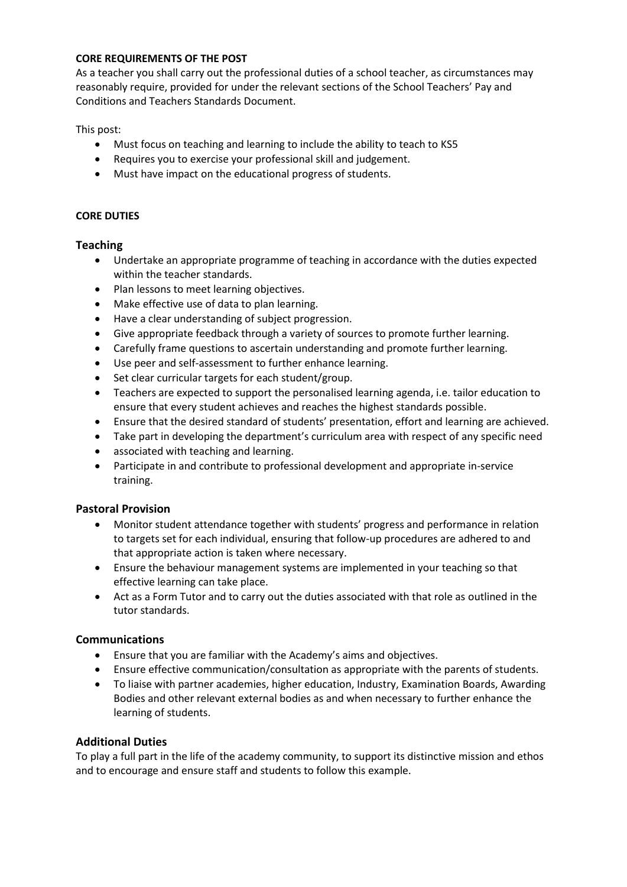**CORE REQUIREMENTS OF THE POST**

As a teacher you shall carry out the professional duties of a school teacher, as circumstances may reasonably require, provided for under the relevant sections of the School Teachers' Pay and Conditions and Teachers Standards Document.

This post:

- Must focus on teaching and learning to include the ability to teach to KS5
- Requires you to exercise your professional skill and judgement.
- Must have impact on the educational progress of students.

**CORE DUTIES**

## Teaching

- Undertake an appropriate programme of teaching in accordance with the duties expected within the teacher standards.
- Plan lessons to meet learning objectives.
- Make effective use of data to plan learning.
- Have a clear understanding of subject progression.
- Give appropriate feedback through a variety of sources to promote further learning.
- Carefully frame questions to ascertain understanding and promote further learning.
- Use peer and self-assessment to further enhance learning.
- Set clear curricular targets for each student/group.
- Teachers are expected to support the personalised learning agenda, i.e. tailor education to ensure that every student achieves and reaches the highest standards possible.
- Ensure that the desired standard of students' presentation, effort and learning are achieved.
- Take part in developing the department's curriculum area with respect of any specific need
- associated with teaching and learning.
- Participate in and contribute to professional development and appropriate in-service training.

## Pastoral Provision

- Monitor student attendance together with students' progress and performance in relation to targets set for each individual, ensuring that follow-up procedures are adhered to and that appropriate action is taken where necessary.
- Ensure the behaviour management systems are implemented in your teaching so that effective learning can take place.
- Act as a Form Tutor and to carry out the duties associated with that role as outlined in the tutor standards.

## Communications

- Ensure that you are familiar with the Academy's aims and objectives.
- Ensure effective communication/consultation as appropriate with the parents of students.
- To liaise with partner academies, higher education, Industry, Examination Boards, Awarding Bodies and other relevant external bodies as and when necessary to further enhance the learning of students.

## Additional Duties

To play a full part in the life of the academy community, to support its distinctive mission and ethos and to encourage and ensure staff and students to follow this example.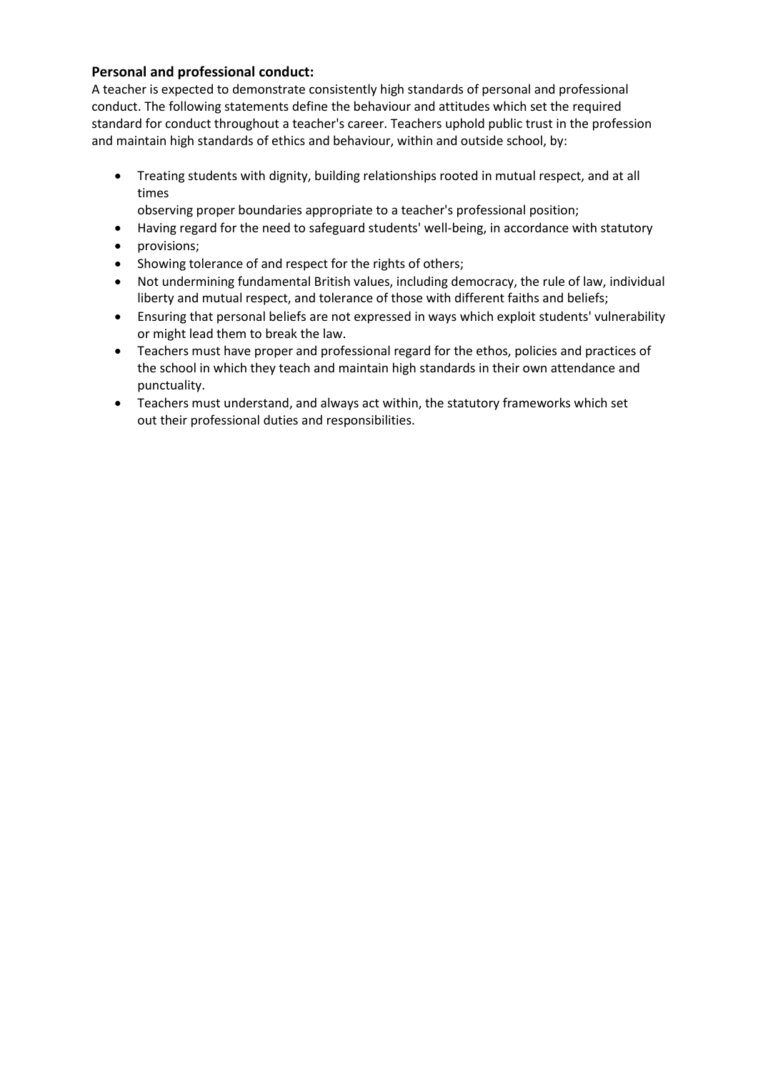**Personal and professional conduct:**

A teacher is expected to demonstrate consistently high standards of personal and professional conduct. The following statements define the behaviour and attitudes which set the required standard for conduct throughout a teacher's career. Teachers uphold public trust in the profession and maintain high standards of ethics and behaviour, within and outside school, by:

- Treating students with dignity, building relationships rooted in mutual respect, and at all times
  observing proper boundaries appropriate to a teacher's professional position;
- Having regard for the need to safeguard students' well-being, in accordance with statutory
- provisions;
- Showing tolerance of and respect for the rights of others;
- Not undermining fundamental British values, including democracy, the rule of law, individual liberty and mutual respect, and tolerance of those with different faiths and beliefs;
- Ensuring that personal beliefs are not expressed in ways which exploit students' vulnerability or might lead them to break the law.
- Teachers must have proper and professional regard for the ethos, policies and practices of the school in which they teach and maintain high standards in their own attendance and punctuality.
- Teachers must understand, and always act within, the statutory frameworks which set out their professional duties and responsibilities.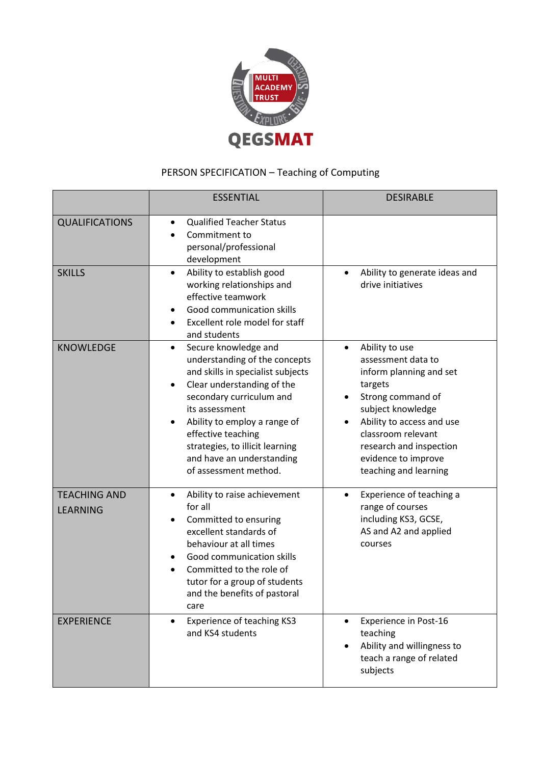QEGSMAT

PERSON SPECIFICATION – Teaching of Computing

| | ESSENTIAL | DESIRABLE |
|---|---|---|
| QUALIFICATIONS | • Qualified Teacher Status<br>• Commitment to personal/professional development | |
| SKILLS | • Ability to establish good working relationships and effective teamwork<br>• Good communication skills<br>• Excellent role model for staff and students | • Ability to generate ideas and drive initiatives |
| KNOWLEDGE | • Secure knowledge and understanding of the concepts and skills in specialist subjects<br>• Clear understanding of the secondary curriculum and its assessment<br>• Ability to employ a range of effective teaching strategies, to illicit learning and have an understanding of assessment method. | • Ability to use assessment data to inform planning and set targets<br>• Strong command of subject knowledge<br>• Ability to access and use classroom relevant research and inspection evidence to improve teaching and learning |
| TEACHING AND LEARNING | • Ability to raise achievement for all<br>• Committed to ensuring excellent standards of behaviour at all times<br>• Good communication skills<br>• Committed to the role of tutor for a group of students and the benefits of pastoral care | • Experience of teaching a range of courses including KS3, GCSE, AS and A2 and applied courses |
| EXPERIENCE | • Experience of teaching KS3 and KS4 students | • Experience in Post-16 teaching<br>• Ability and willingness to teach a range of related subjects |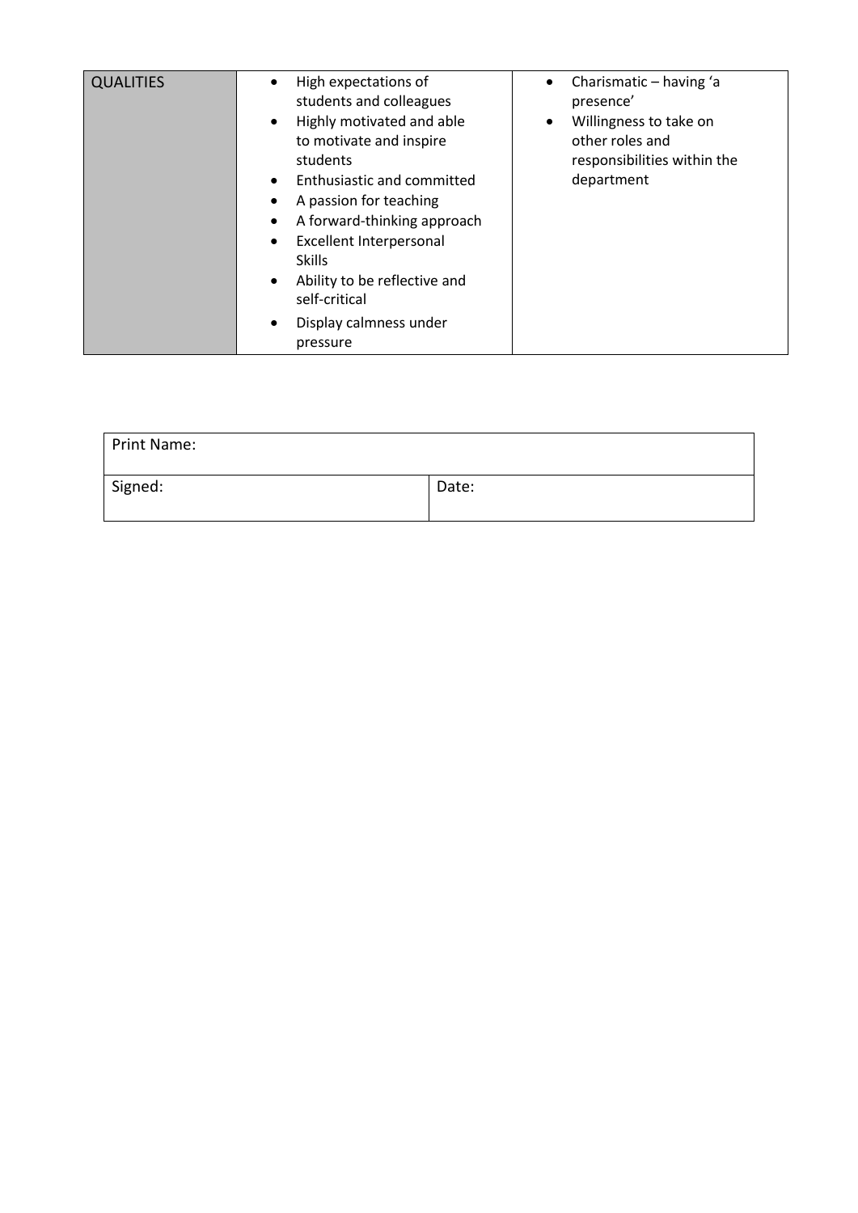| | | |
|---|---|---|
| QUALITIES | • High expectations of students and colleagues<br>• Highly motivated and able to motivate and inspire students<br>• Enthusiastic and committed<br>• A passion for teaching<br>• A forward-thinking approach<br>• Excellent Interpersonal Skills<br>• Ability to be reflective and self-critical<br>• Display calmness under pressure | • Charismatic – having 'a presence'<br>• Willingness to take on other roles and responsibilities within the department |

| | |
|---|---|
| Print Name: | |
| Signed: | Date: |